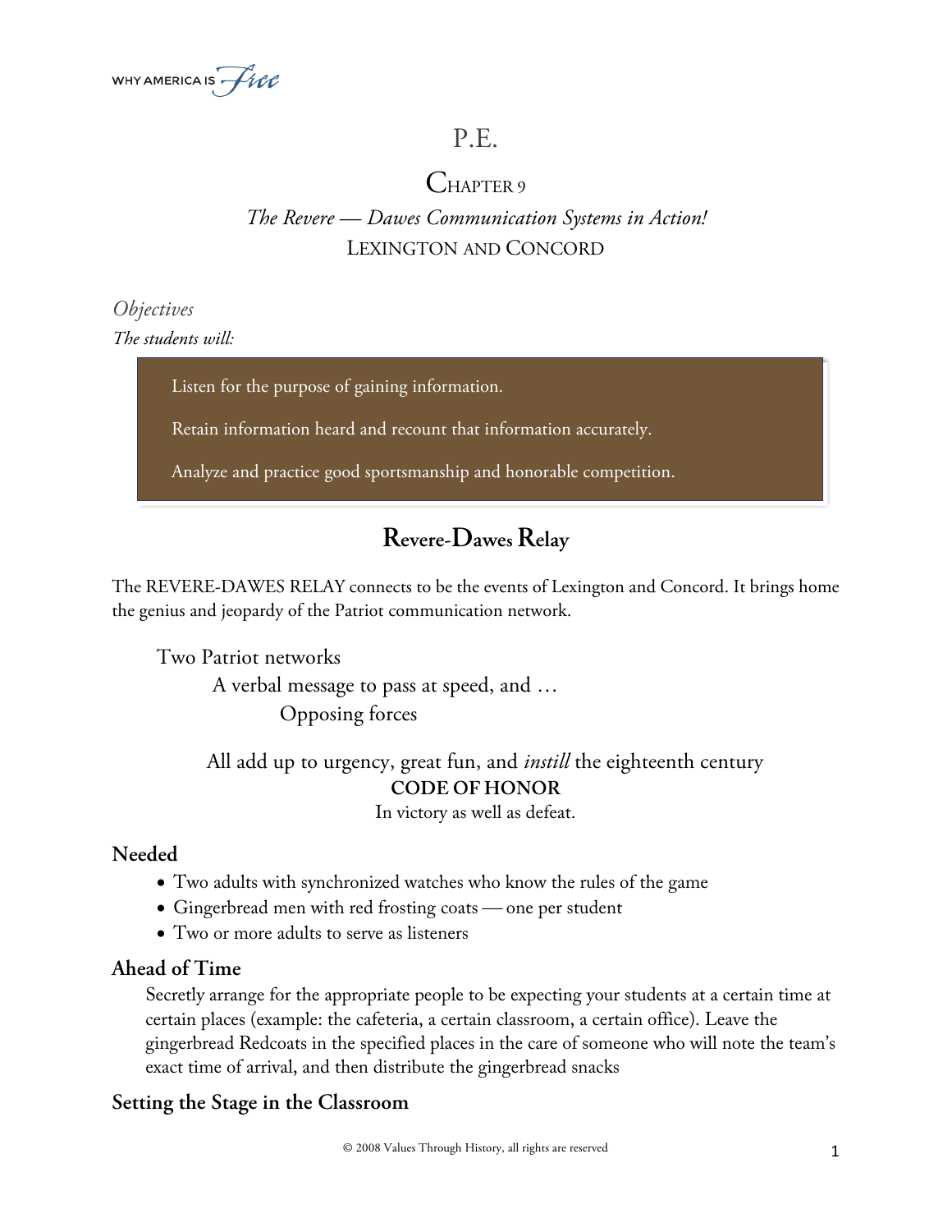# P.E.

## Chapter 9

*The Revere — Dawes Communication Systems in Action!*

LEXINGTON AND CONCORD

*Objectives*

*The students will:*

Listen for the purpose of gaining information.

Retain information heard and recount that information accurately.

Analyze and practice good sportsmanship and honorable competition.

## Revere-Dawes Relay

The REVERE-DAWES RELAY connects to be the events of Lexington and Concord. It brings home the genius and jeopardy of the Patriot communication network.

Two Patriot networks
A verbal message to pass at speed, and …
Opposing forces

All add up to urgency, great fun, and *instill* the eighteenth century
**CODE OF HONOR**
In victory as well as defeat.

### Needed

- Two adults with synchronized watches who know the rules of the game
- Gingerbread men with red frosting coats — one per student
- Two or more adults to serve as listeners

### Ahead of Time

Secretly arrange for the appropriate people to be expecting your students at a certain time at certain places (example: the cafeteria, a certain classroom, a certain office). Leave the gingerbread Redcoats in the specified places in the care of someone who will note the team's exact time of arrival, and then distribute the gingerbread snacks

### Setting the Stage in the Classroom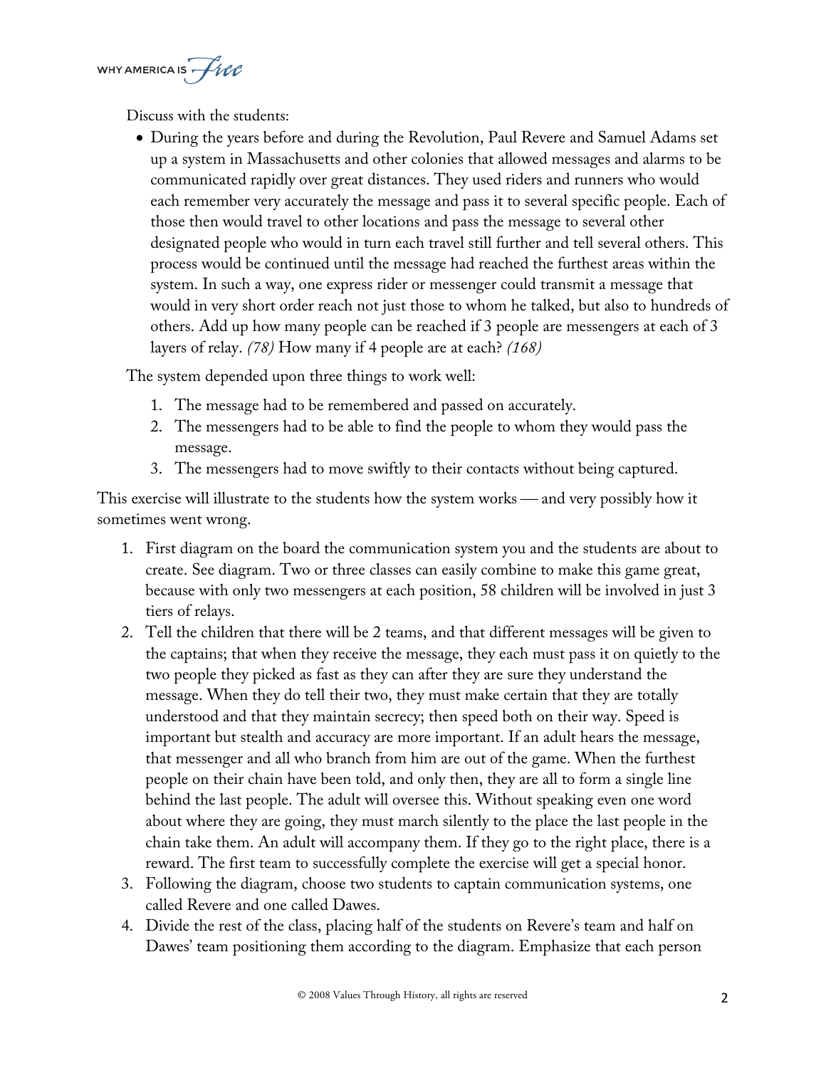Discuss with the students:

- During the years before and during the Revolution, Paul Revere and Samuel Adams set up a system in Massachusetts and other colonies that allowed messages and alarms to be communicated rapidly over great distances. They used riders and runners who would each remember very accurately the message and pass it to several specific people. Each of those then would travel to other locations and pass the message to several other designated people who would in turn each travel still further and tell several others. This process would be continued until the message had reached the furthest areas within the system. In such a way, one express rider or messenger could transmit a message that would in very short order reach not just those to whom he talked, but also to hundreds of others. Add up how many people can be reached if 3 people are messengers at each of 3 layers of relay. *(78)* How many if 4 people are at each? *(168)*

The system depended upon three things to work well:

1. The message had to be remembered and passed on accurately.
2. The messengers had to be able to find the people to whom they would pass the message.
3. The messengers had to move swiftly to their contacts without being captured.

This exercise will illustrate to the students how the system works — and very possibly how it sometimes went wrong.

1. First diagram on the board the communication system you and the students are about to create. See diagram. Two or three classes can easily combine to make this game great, because with only two messengers at each position, 58 children will be involved in just 3 tiers of relays.
2. Tell the children that there will be 2 teams, and that different messages will be given to the captains; that when they receive the message, they each must pass it on quietly to the two people they picked as fast as they can after they are sure they understand the message. When they do tell their two, they must make certain that they are totally understood and that they maintain secrecy; then speed both on their way. Speed is important but stealth and accuracy are more important. If an adult hears the message, that messenger and all who branch from him are out of the game. When the furthest people on their chain have been told, and only then, they are all to form a single line behind the last people. The adult will oversee this. Without speaking even one word about where they are going, they must march silently to the place the last people in the chain take them. An adult will accompany them. If they go to the right place, there is a reward. The first team to successfully complete the exercise will get a special honor.
3. Following the diagram, choose two students to captain communication systems, one called Revere and one called Dawes.
4. Divide the rest of the class, placing half of the students on Revere's team and half on Dawes' team positioning them according to the diagram. Emphasize that each person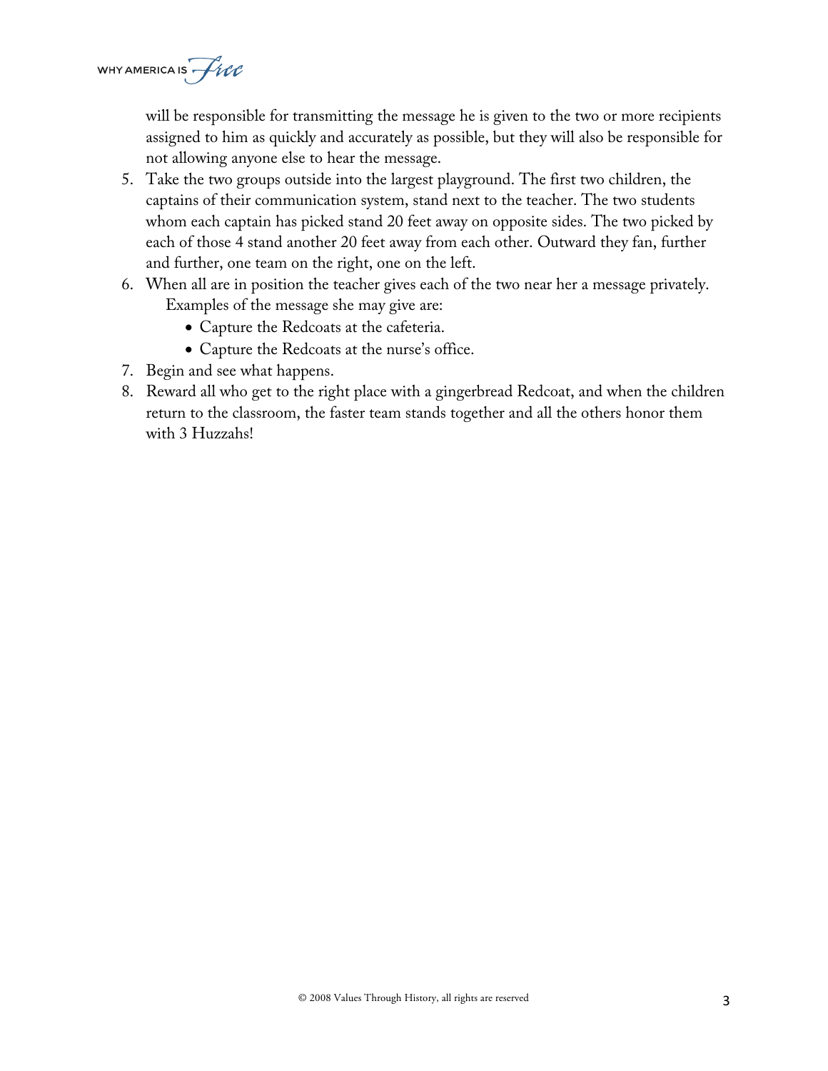will be responsible for transmitting the message he is given to the two or more recipients assigned to him as quickly and accurately as possible, but they will also be responsible for not allowing anyone else to hear the message.

5. Take the two groups outside into the largest playground. The first two children, the captains of their communication system, stand next to the teacher. The two students whom each captain has picked stand 20 feet away on opposite sides. The two picked by each of those 4 stand another 20 feet away from each other. Outward they fan, further and further, one team on the right, one on the left.
6. When all are in position the teacher gives each of the two near her a message privately. Examples of the message she may give are:
   - Capture the Redcoats at the cafeteria.
   - Capture the Redcoats at the nurse's office.
7. Begin and see what happens.
8. Reward all who get to the right place with a gingerbread Redcoat, and when the children return to the classroom, the faster team stands together and all the others honor them with 3 Huzzahs!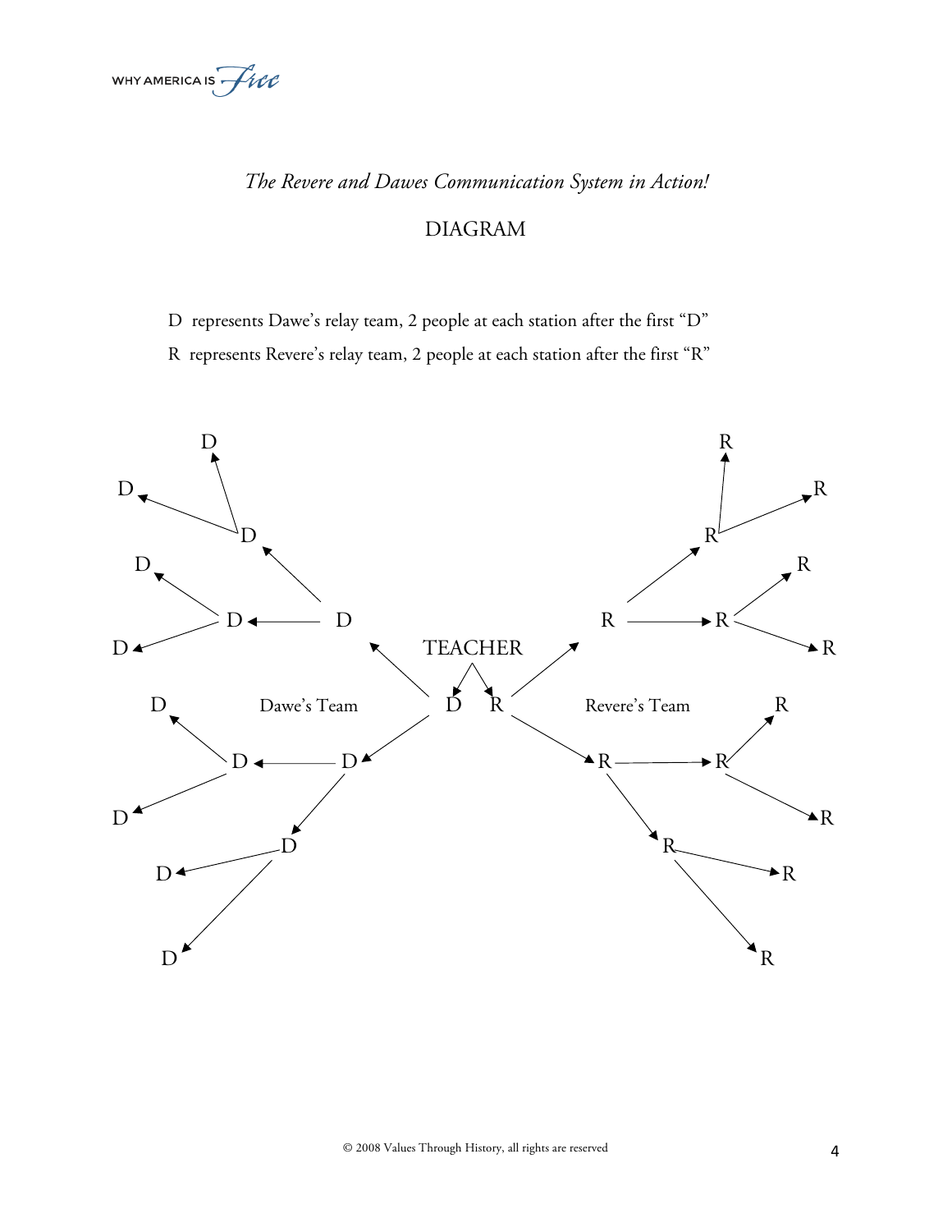*The Revere and Dawes Communication System in Action!*

DIAGRAM

D represents Dawe's relay team, 2 people at each station after the first "D"

R represents Revere's relay team, 2 people at each station after the first "R"

TEACHER

Dawe's Team

Revere's Team